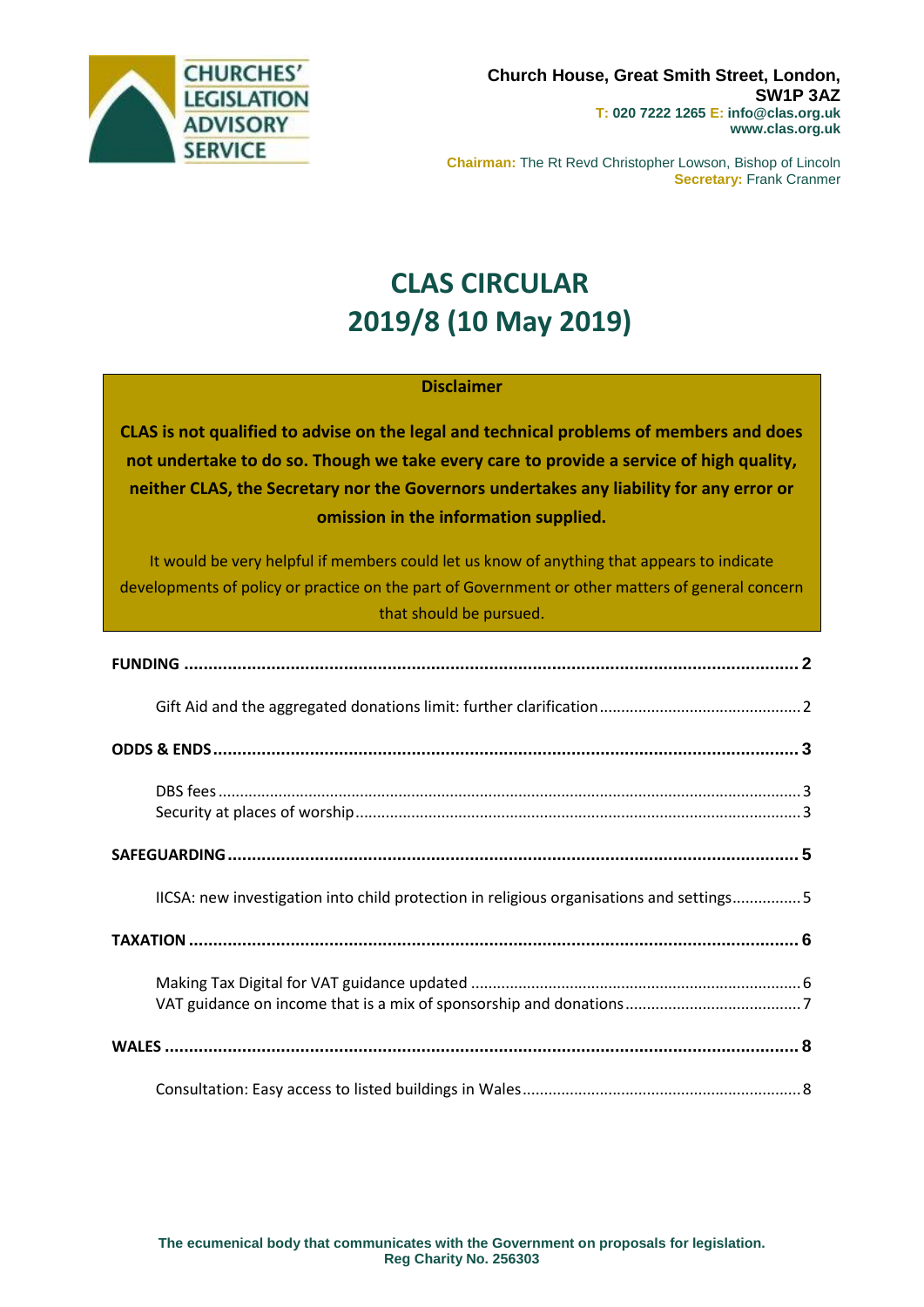CHURCHES' LEGISLATION ADVISORY SERVICE

**Church House, Great Smith Street, London, SW1P 3AZ**
**T: 020 7222 1265 E: info@clas.org.uk**
**www.clas.org.uk**

**Chairman:** The Rt Revd Christopher Lowson, Bishop of Lincoln
**Secretary:** Frank Cranmer

# CLAS CIRCULAR
# 2019/8 (10 May 2019)

**Disclaimer**

**CLAS is not qualified to advise on the legal and technical problems of members and does not undertake to do so. Though we take every care to provide a service of high quality, neither CLAS, the Secretary nor the Governors undertakes any liability for any error or omission in the information supplied.**

It would be very helpful if members could let us know of anything that appears to indicate developments of policy or practice on the part of Government or other matters of general concern that should be pursued.

**FUNDING** .......... **2**

Gift Aid and the aggregated donations limit: further clarification .......... 2

**ODDS & ENDS** .......... **3**

DBS fees .......... 3
Security at places of worship .......... 3

**SAFEGUARDING** .......... **5**

IICSA: new investigation into child protection in religious organisations and settings .......... 5

**TAXATION** .......... **6**

Making Tax Digital for VAT guidance updated .......... 6
VAT guidance on income that is a mix of sponsorship and donations .......... 7

**WALES** .......... **8**

Consultation: Easy access to listed buildings in Wales .......... 8

**The ecumenical body that communicates with the Government on proposals for legislation.**
**Reg Charity No. 256303**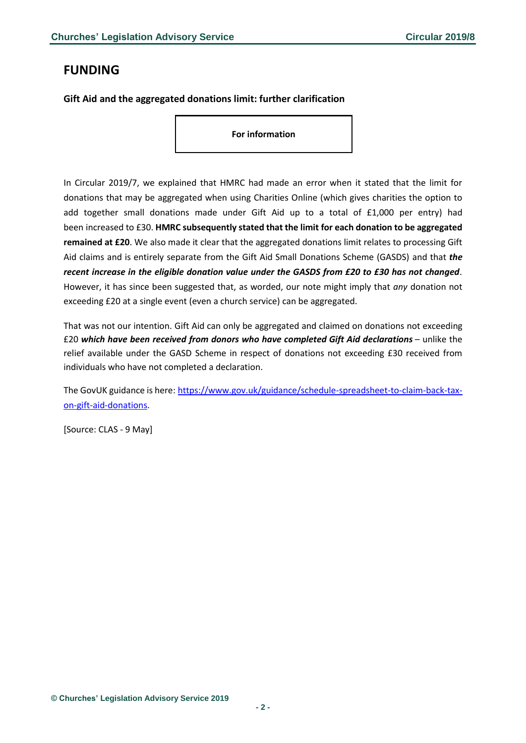## FUNDING

### Gift Aid and the aggregated donations limit: further clarification

**For information**

In Circular 2019/7, we explained that HMRC had made an error when it stated that the limit for donations that may be aggregated when using Charities Online (which gives charities the option to add together small donations made under Gift Aid up to a total of £1,000 per entry) had been increased to £30. **HMRC subsequently stated that the limit for each donation to be aggregated remained at £20**. We also made it clear that the aggregated donations limit relates to processing Gift Aid claims and is entirely separate from the Gift Aid Small Donations Scheme (GASDS) and that ***the recent increase in the eligible donation value under the GASDS from £20 to £30 has not changed***. However, it has since been suggested that, as worded, our note might imply that *any* donation not exceeding £20 at a single event (even a church service) can be aggregated.

That was not our intention. Gift Aid can only be aggregated and claimed on donations not exceeding £20 ***which have been received from donors who have completed Gift Aid declarations*** – unlike the relief available under the GASD Scheme in respect of donations not exceeding £30 received from individuals who have not completed a declaration.

The GovUK guidance is here: [https://www.gov.uk/guidance/schedule-spreadsheet-to-claim-back-tax-on-gift-aid-donations](https://www.gov.uk/guidance/schedule-spreadsheet-to-claim-back-tax-on-gift-aid-donations).

[Source: CLAS - 9 May]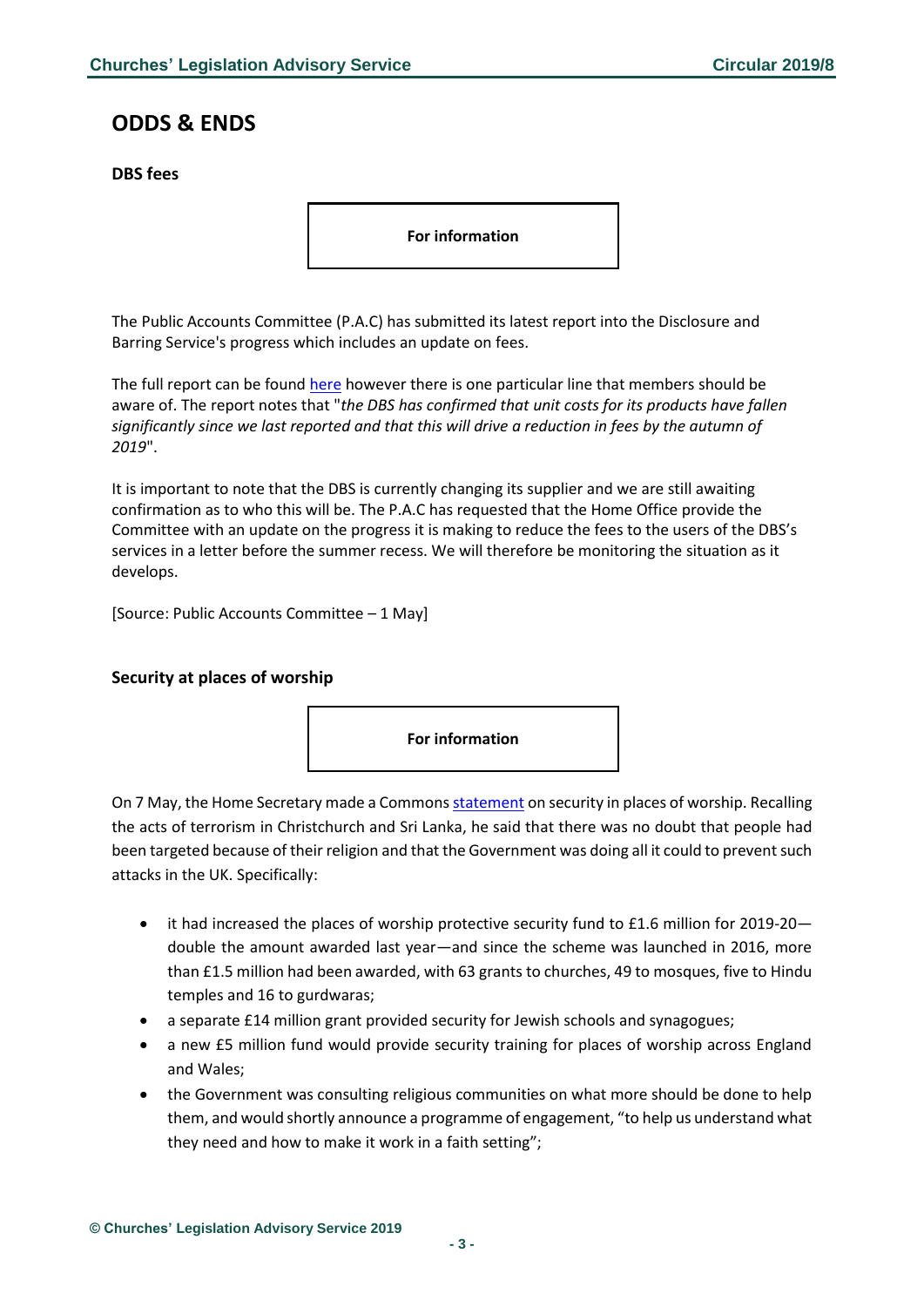# ODDS & ENDS

### DBS fees

**For information**

The Public Accounts Committee (P.A.C) has submitted its latest report into the Disclosure and Barring Service's progress which includes an update on fees.

The full report can be found here however there is one particular line that members should be aware of. The report notes that "*the DBS has confirmed that unit costs for its products have fallen significantly since we last reported and that this will drive a reduction in fees by the autumn of 2019*".

It is important to note that the DBS is currently changing its supplier and we are still awaiting confirmation as to who this will be. The P.A.C has requested that the Home Office provide the Committee with an update on the progress it is making to reduce the fees to the users of the DBS's services in a letter before the summer recess. We will therefore be monitoring the situation as it develops.

[Source: Public Accounts Committee – 1 May]

### Security at places of worship

**For information**

On 7 May, the Home Secretary made a Commons statement on security in places of worship. Recalling the acts of terrorism in Christchurch and Sri Lanka, he said that there was no doubt that people had been targeted because of their religion and that the Government was doing all it could to prevent such attacks in the UK. Specifically:

- it had increased the places of worship protective security fund to £1.6 million for 2019-20—double the amount awarded last year—and since the scheme was launched in 2016, more than £1.5 million had been awarded, with 63 grants to churches, 49 to mosques, five to Hindu temples and 16 to gurdwaras;
- a separate £14 million grant provided security for Jewish schools and synagogues;
- a new £5 million fund would provide security training for places of worship across England and Wales;
- the Government was consulting religious communities on what more should be done to help them, and would shortly announce a programme of engagement, "to help us understand what they need and how to make it work in a faith setting";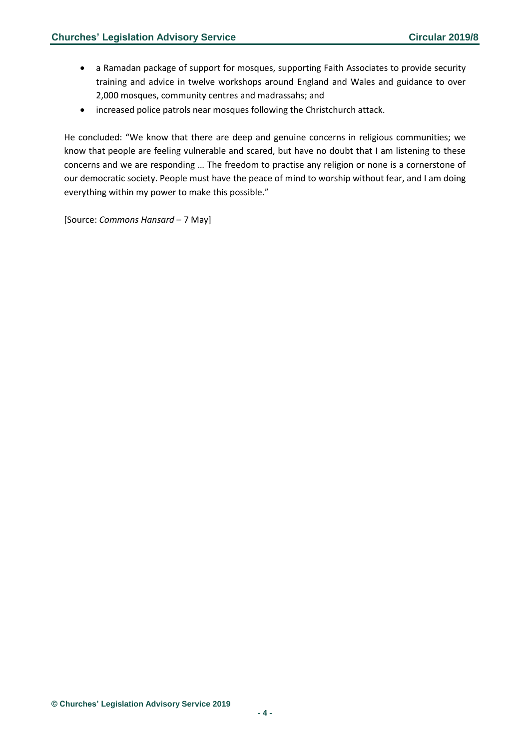- a Ramadan package of support for mosques, supporting Faith Associates to provide security training and advice in twelve workshops around England and Wales and guidance to over 2,000 mosques, community centres and madrassahs; and
- increased police patrols near mosques following the Christchurch attack.

He concluded: "We know that there are deep and genuine concerns in religious communities; we know that people are feeling vulnerable and scared, but have no doubt that I am listening to these concerns and we are responding … The freedom to practise any religion or none is a cornerstone of our democratic society. People must have the peace of mind to worship without fear, and I am doing everything within my power to make this possible."

[Source: *Commons Hansard* – 7 May]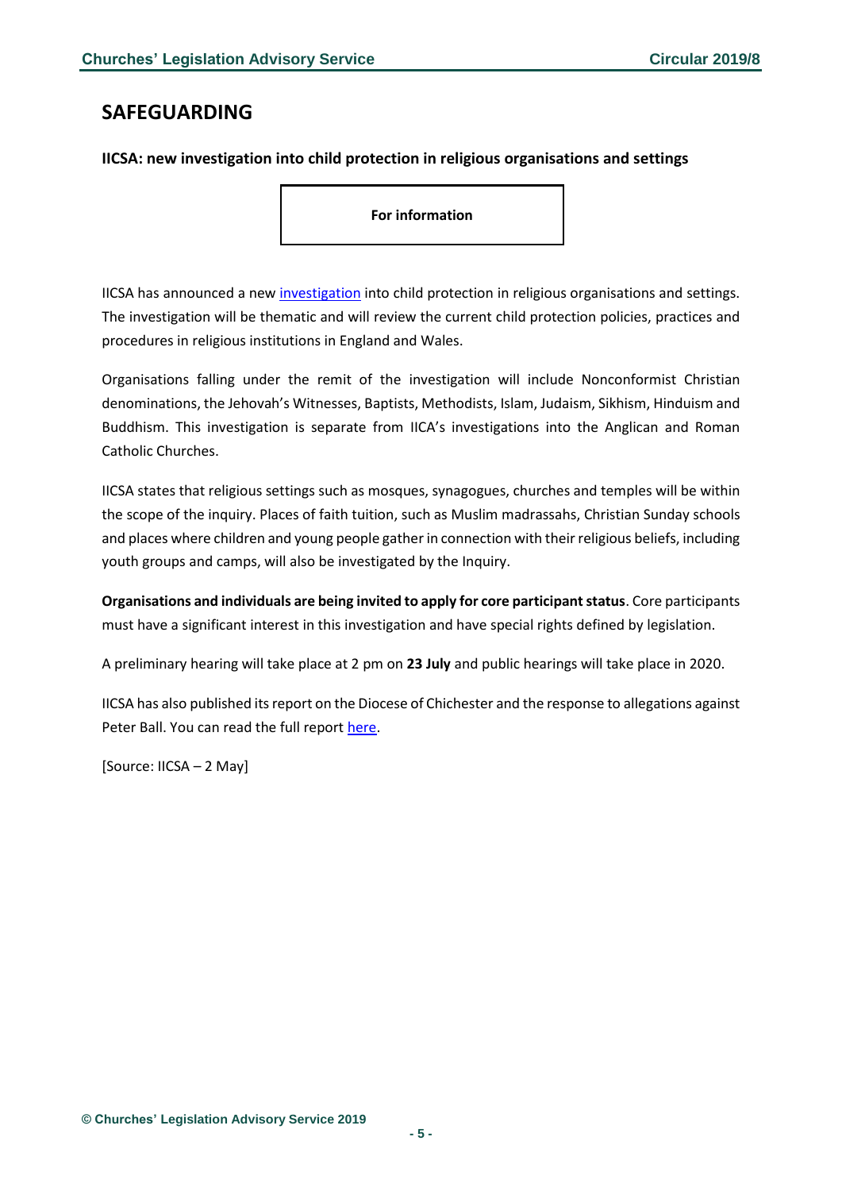## SAFEGUARDING

**IICSA: new investigation into child protection in religious organisations and settings**

**For information**

IICSA has announced a new investigation into child protection in religious organisations and settings. The investigation will be thematic and will review the current child protection policies, practices and procedures in religious institutions in England and Wales.

Organisations falling under the remit of the investigation will include Nonconformist Christian denominations, the Jehovah's Witnesses, Baptists, Methodists, Islam, Judaism, Sikhism, Hinduism and Buddhism. This investigation is separate from IICA's investigations into the Anglican and Roman Catholic Churches.

IICSA states that religious settings such as mosques, synagogues, churches and temples will be within the scope of the inquiry. Places of faith tuition, such as Muslim madrassahs, Christian Sunday schools and places where children and young people gather in connection with their religious beliefs, including youth groups and camps, will also be investigated by the Inquiry.

**Organisations and individuals are being invited to apply for core participant status**. Core participants must have a significant interest in this investigation and have special rights defined by legislation.

A preliminary hearing will take place at 2 pm on **23 July** and public hearings will take place in 2020.

IICSA has also published its report on the Diocese of Chichester and the response to allegations against Peter Ball. You can read the full report here.

[Source: IICSA – 2 May]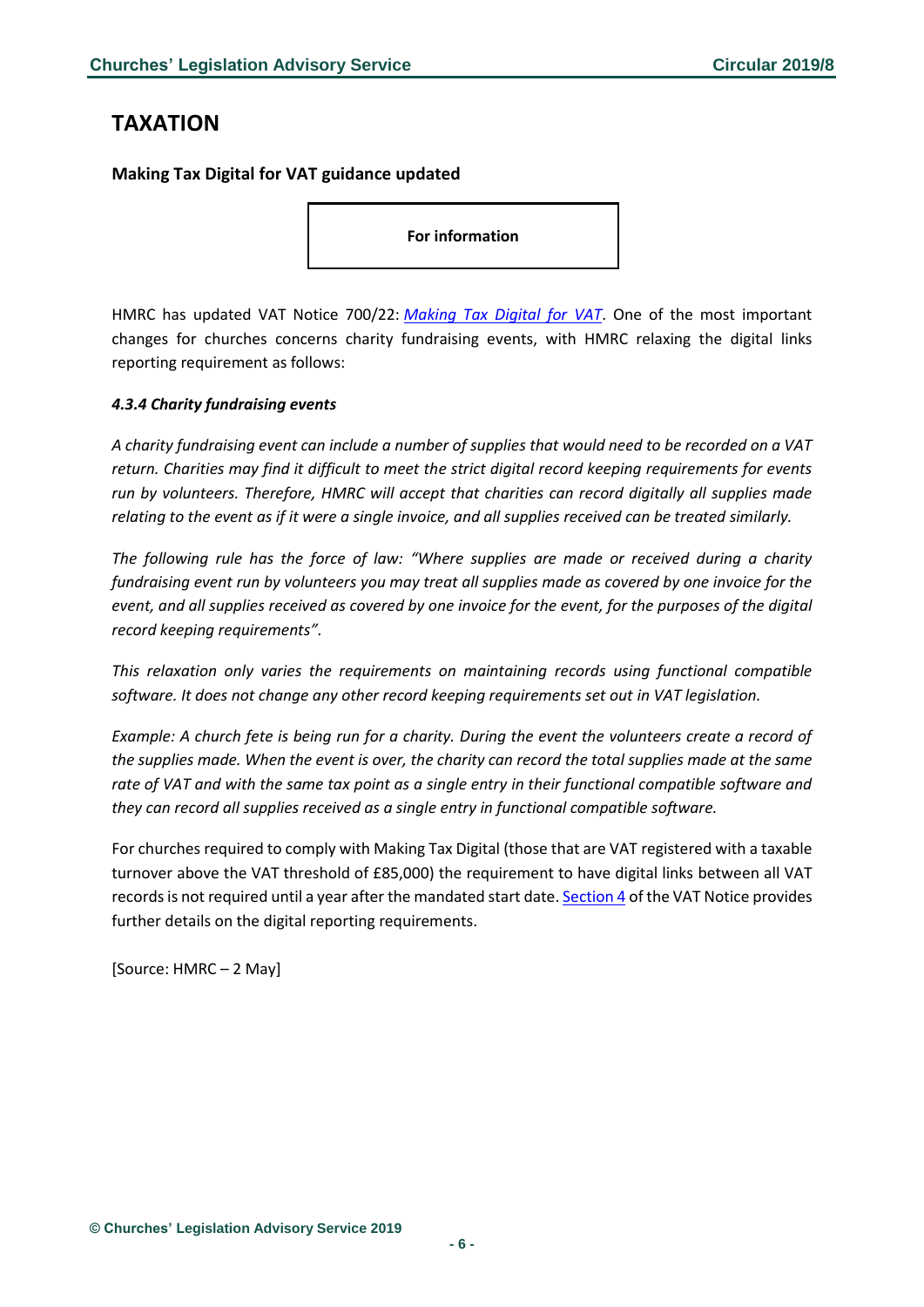# TAXATION

**Making Tax Digital for VAT guidance updated**

**For information**

HMRC has updated VAT Notice 700/22: *Making Tax Digital for VAT*. One of the most important changes for churches concerns charity fundraising events, with HMRC relaxing the digital links reporting requirement as follows:

***4.3.4 Charity fundraising events***

*A charity fundraising event can include a number of supplies that would need to be recorded on a VAT return. Charities may find it difficult to meet the strict digital record keeping requirements for events run by volunteers. Therefore, HMRC will accept that charities can record digitally all supplies made relating to the event as if it were a single invoice, and all supplies received can be treated similarly.*

*The following rule has the force of law: "Where supplies are made or received during a charity fundraising event run by volunteers you may treat all supplies made as covered by one invoice for the event, and all supplies received as covered by one invoice for the event, for the purposes of the digital record keeping requirements".*

*This relaxation only varies the requirements on maintaining records using functional compatible software. It does not change any other record keeping requirements set out in VAT legislation.*

*Example: A church fete is being run for a charity. During the event the volunteers create a record of the supplies made. When the event is over, the charity can record the total supplies made at the same rate of VAT and with the same tax point as a single entry in their functional compatible software and they can record all supplies received as a single entry in functional compatible software.*

For churches required to comply with Making Tax Digital (those that are VAT registered with a taxable turnover above the VAT threshold of £85,000) the requirement to have digital links between all VAT records is not required until a year after the mandated start date. Section 4 of the VAT Notice provides further details on the digital reporting requirements.

[Source: HMRC – 2 May]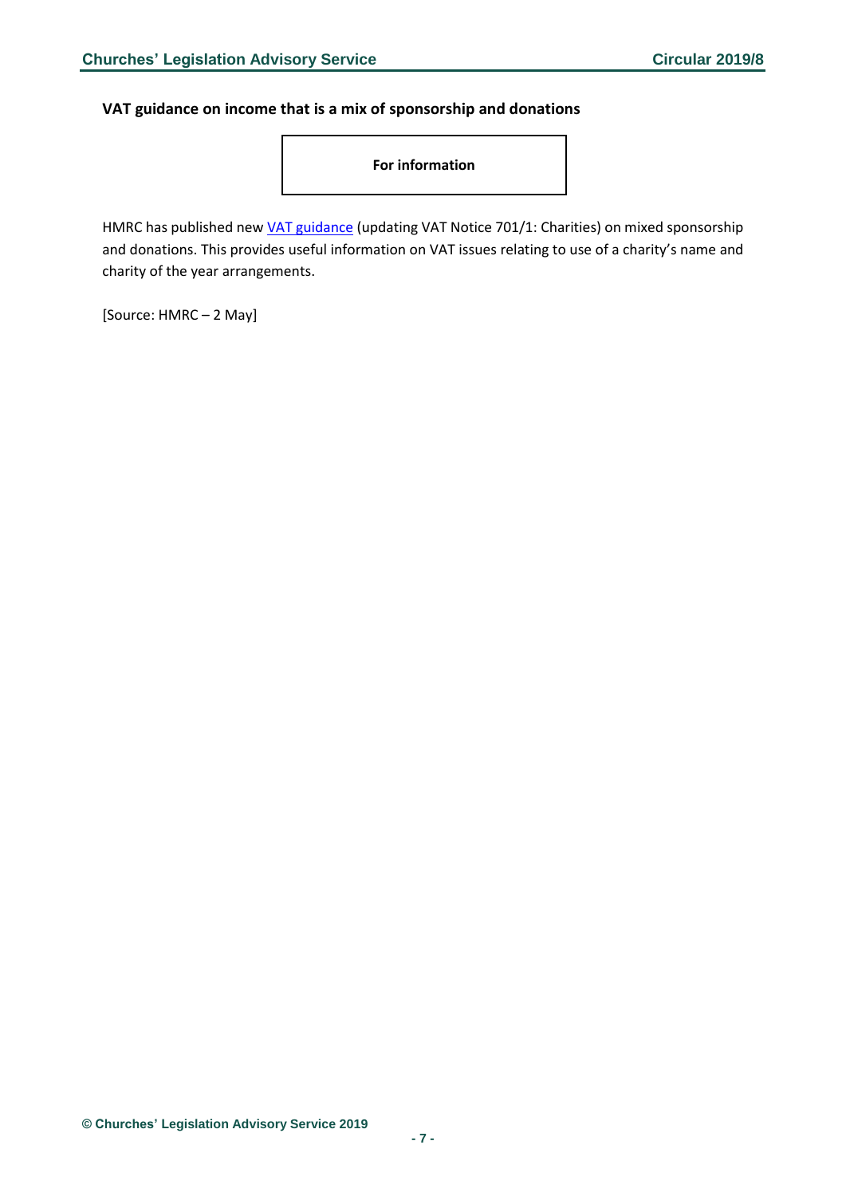**VAT guidance on income that is a mix of sponsorship and donations**

**For information**

HMRC has published new VAT guidance (updating VAT Notice 701/1: Charities) on mixed sponsorship and donations. This provides useful information on VAT issues relating to use of a charity's name and charity of the year arrangements.

[Source: HMRC – 2 May]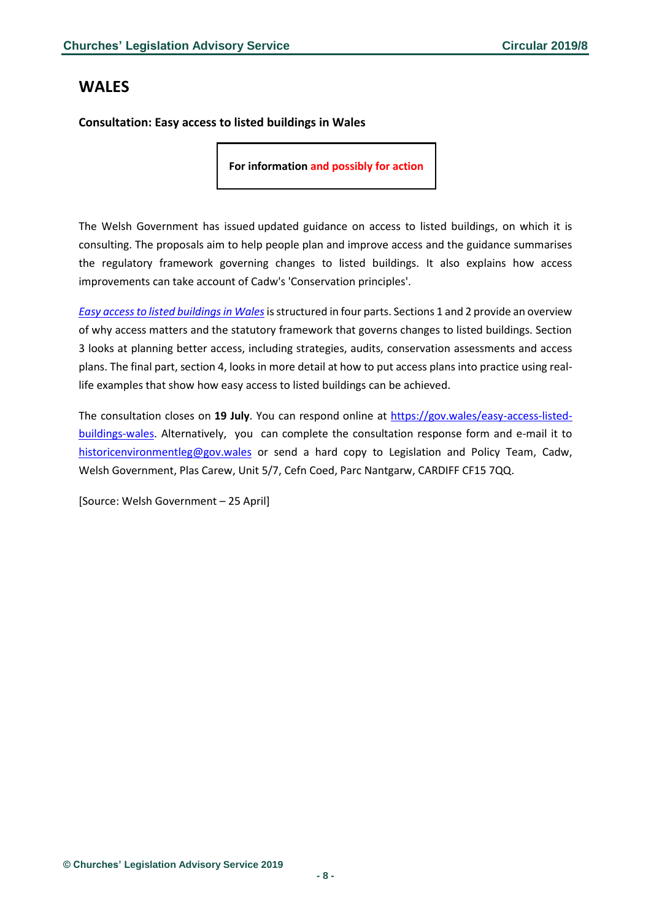## WALES

### Consultation: Easy access to listed buildings in Wales

**For information and possibly for action**

The Welsh Government has issued updated guidance on access to listed buildings, on which it is consulting. The proposals aim to help people plan and improve access and the guidance summarises the regulatory framework governing changes to listed buildings. It also explains how access improvements can take account of Cadw's 'Conservation principles'.

*Easy access to listed buildings in Wales* is structured in four parts. Sections 1 and 2 provide an overview of why access matters and the statutory framework that governs changes to listed buildings. Section 3 looks at planning better access, including strategies, audits, conservation assessments and access plans. The final part, section 4, looks in more detail at how to put access plans into practice using real-life examples that show how easy access to listed buildings can be achieved.

The consultation closes on **19 July**. You can respond online at https://gov.wales/easy-access-listed-buildings-wales. Alternatively, you can complete the consultation response form and e-mail it to historicenvironmentleg@gov.wales or send a hard copy to Legislation and Policy Team, Cadw, Welsh Government, Plas Carew, Unit 5/7, Cefn Coed, Parc Nantgarw, CARDIFF CF15 7QQ.

[Source: Welsh Government – 25 April]

© Churches' Legislation Advisory Service 2019